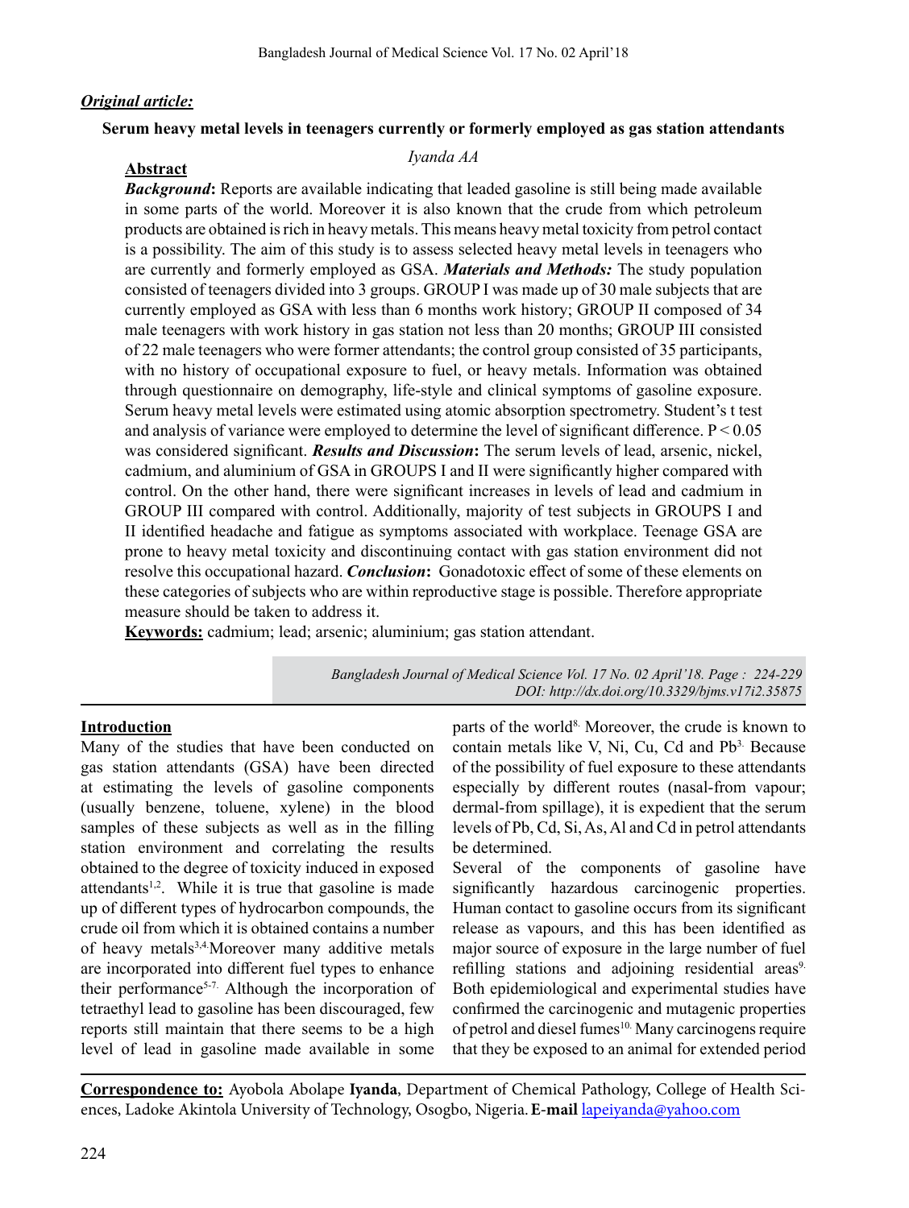***Original article:***

**Serum heavy metal levels in teenagers currently or formerly employed as gas station attendants**

*Iyanda AA*

**Abstract**

***Background*:** Reports are available indicating that leaded gasoline is still being made available in some parts of the world. Moreover it is also known that the crude from which petroleum products are obtained is rich in heavy metals. This means heavy metal toxicity from petrol contact is a possibility. The aim of this study is to assess selected heavy metal levels in teenagers who are currently and formerly employed as GSA. ***Materials and Methods:*** The study population consisted of teenagers divided into 3 groups. GROUP I was made up of 30 male subjects that are currently employed as GSA with less than 6 months work history; GROUP II composed of 34 male teenagers with work history in gas station not less than 20 months; GROUP III consisted of 22 male teenagers who were former attendants; the control group consisted of 35 participants, with no history of occupational exposure to fuel, or heavy metals. Information was obtained through questionnaire on demography, life-style and clinical symptoms of gasoline exposure. Serum heavy metal levels were estimated using atomic absorption spectrometry. Student's t test and analysis of variance were employed to determine the level of significant difference. $P < 0.05$ was considered significant. ***Results and Discussion*:** The serum levels of lead, arsenic, nickel, cadmium, and aluminium of GSA in GROUPS I and II were significantly higher compared with control. On the other hand, there were significant increases in levels of lead and cadmium in GROUP III compared with control. Additionally, majority of test subjects in GROUPS I and II identified headache and fatigue as symptoms associated with workplace. Teenage GSA are prone to heavy metal toxicity and discontinuing contact with gas station environment did not resolve this occupational hazard. ***Conclusion*:** Gonadotoxic effect of some of these elements on these categories of subjects who are within reproductive stage is possible. Therefore appropriate measure should be taken to address it.

**Keywords:** cadmium; lead; arsenic; aluminium; gas station attendant.

*Bangladesh Journal of Medical Science Vol. 17 No. 02 April'18. Page : 224-229*
*DOI: http://dx.doi.org/10.3329/bjms.v17i2.35875*

## Introduction

Many of the studies that have been conducted on gas station attendants (GSA) have been directed at estimating the levels of gasoline components (usually benzene, toluene, xylene) in the blood samples of these subjects as well as in the filling station environment and correlating the results obtained to the degree of toxicity induced in exposed attendants[1,2]. While it is true that gasoline is made up of different types of hydrocarbon compounds, the crude oil from which it is obtained contains a number of heavy metals[3,4] Moreover many additive metals are incorporated into different fuel types to enhance their performance[5-7]. Although the incorporation of tetraethyl lead to gasoline has been discouraged, few reports still maintain that there seems to be a high level of lead in gasoline made available in some parts of the world[8]. Moreover, the crude is known to contain metals like V, Ni, Cu, Cd and Pb[3]. Because of the possibility of fuel exposure to these attendants especially by different routes (nasal-from vapour; dermal-from spillage), it is expedient that the serum levels of Pb, Cd, Si, As, Al and Cd in petrol attendants be determined.

Several of the components of gasoline have significantly hazardous carcinogenic properties. Human contact to gasoline occurs from its significant release as vapours, and this has been identified as major source of exposure in the large number of fuel refilling stations and adjoining residential areas[9]. Both epidemiological and experimental studies have confirmed the carcinogenic and mutagenic properties of petrol and diesel fumes[10]. Many carcinogens require that they be exposed to an animal for extended period

**Correspondence to:** Ayobola Abolape **Iyanda**, Department of Chemical Pathology, College of Health Sciences, Ladoke Akintola University of Technology, Osogbo, Nigeria. **E-mail** lapeiyanda@yahoo.com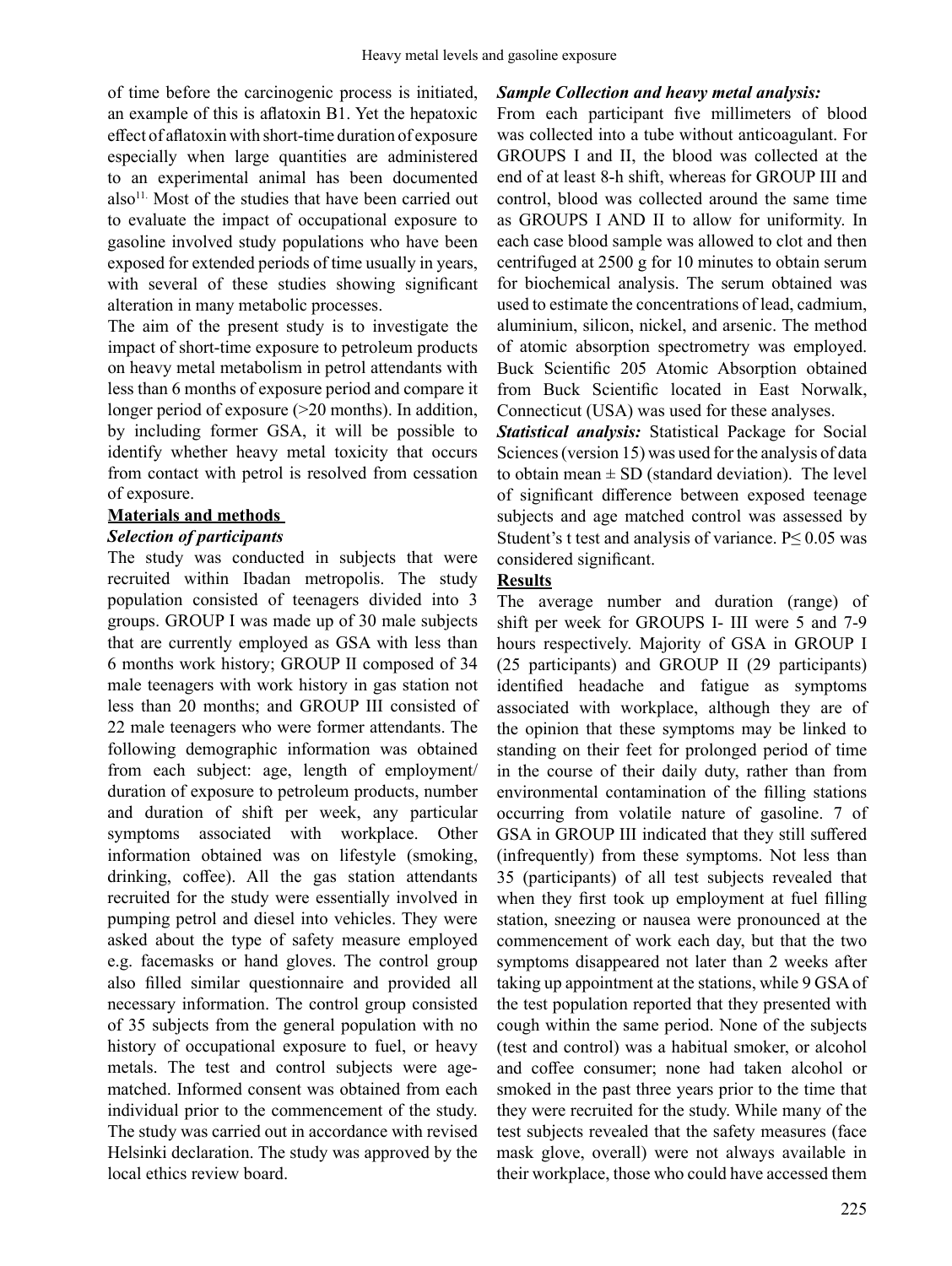of time before the carcinogenic process is initiated, an example of this is aflatoxin B1. Yet the hepatoxic effect of aflatoxin with short-time duration of exposure especially when large quantities are administered to an experimental animal has been documented also[11]. Most of the studies that have been carried out to evaluate the impact of occupational exposure to gasoline involved study populations who have been exposed for extended periods of time usually in years, with several of these studies showing significant alteration in many metabolic processes.

The aim of the present study is to investigate the impact of short-time exposure to petroleum products on heavy metal metabolism in petrol attendants with less than 6 months of exposure period and compare it longer period of exposure (>20 months). In addition, by including former GSA, it will be possible to identify whether heavy metal toxicity that occurs from contact with petrol is resolved from cessation of exposure.

## Materials and methods

### *Selection of participants*

The study was conducted in subjects that were recruited within Ibadan metropolis. The study population consisted of teenagers divided into 3 groups. GROUP I was made up of 30 male subjects that are currently employed as GSA with less than 6 months work history; GROUP II composed of 34 male teenagers with work history in gas station not less than 20 months; and GROUP III consisted of 22 male teenagers who were former attendants. The following demographic information was obtained from each subject: age, length of employment/ duration of exposure to petroleum products, number and duration of shift per week, any particular symptoms associated with workplace. Other information obtained was on lifestyle (smoking, drinking, coffee). All the gas station attendants recruited for the study were essentially involved in pumping petrol and diesel into vehicles. They were asked about the type of safety measure employed e.g. facemasks or hand gloves. The control group also filled similar questionnaire and provided all necessary information. The control group consisted of 35 subjects from the general population with no history of occupational exposure to fuel, or heavy metals. The test and control subjects were age-matched. Informed consent was obtained from each individual prior to the commencement of the study. The study was carried out in accordance with revised Helsinki declaration. The study was approved by the local ethics review board.

### *Sample Collection and heavy metal analysis:*

From each participant five millimeters of blood was collected into a tube without anticoagulant. For GROUPS I and II, the blood was collected at the end of at least 8-h shift, whereas for GROUP III and control, blood was collected around the same time as GROUPS I AND II to allow for uniformity. In each case blood sample was allowed to clot and then centrifuged at 2500 g for 10 minutes to obtain serum for biochemical analysis. The serum obtained was used to estimate the concentrations of lead, cadmium, aluminium, silicon, nickel, and arsenic. The method of atomic absorption spectrometry was employed. Buck Scientific 205 Atomic Absorption obtained from Buck Scientific located in East Norwalk, Connecticut (USA) was used for these analyses.

***Statistical analysis:*** Statistical Package for Social Sciences (version 15) was used for the analysis of data to obtain mean ± SD (standard deviation). The level of significant difference between exposed teenage subjects and age matched control was assessed by Student's t test and analysis of variance. $P \leq 0.05$ was considered significant.

## Results

The average number and duration (range) of shift per week for GROUPS I- III were 5 and 7-9 hours respectively. Majority of GSA in GROUP I (25 participants) and GROUP II (29 participants) identified headache and fatigue as symptoms associated with workplace, although they are of the opinion that these symptoms may be linked to standing on their feet for prolonged period of time in the course of their daily duty, rather than from environmental contamination of the filling stations occurring from volatile nature of gasoline. 7 of GSA in GROUP III indicated that they still suffered (infrequently) from these symptoms. Not less than 35 (participants) of all test subjects revealed that when they first took up employment at fuel filling station, sneezing or nausea were pronounced at the commencement of work each day, but that the two symptoms disappeared not later than 2 weeks after taking up appointment at the stations, while 9 GSA of the test population reported that they presented with cough within the same period. None of the subjects (test and control) was a habitual smoker, or alcohol and coffee consumer; none had taken alcohol or smoked in the past three years prior to the time that they were recruited for the study. While many of the test subjects revealed that the safety measures (face mask glove, overall) were not always available in their workplace, those who could have accessed them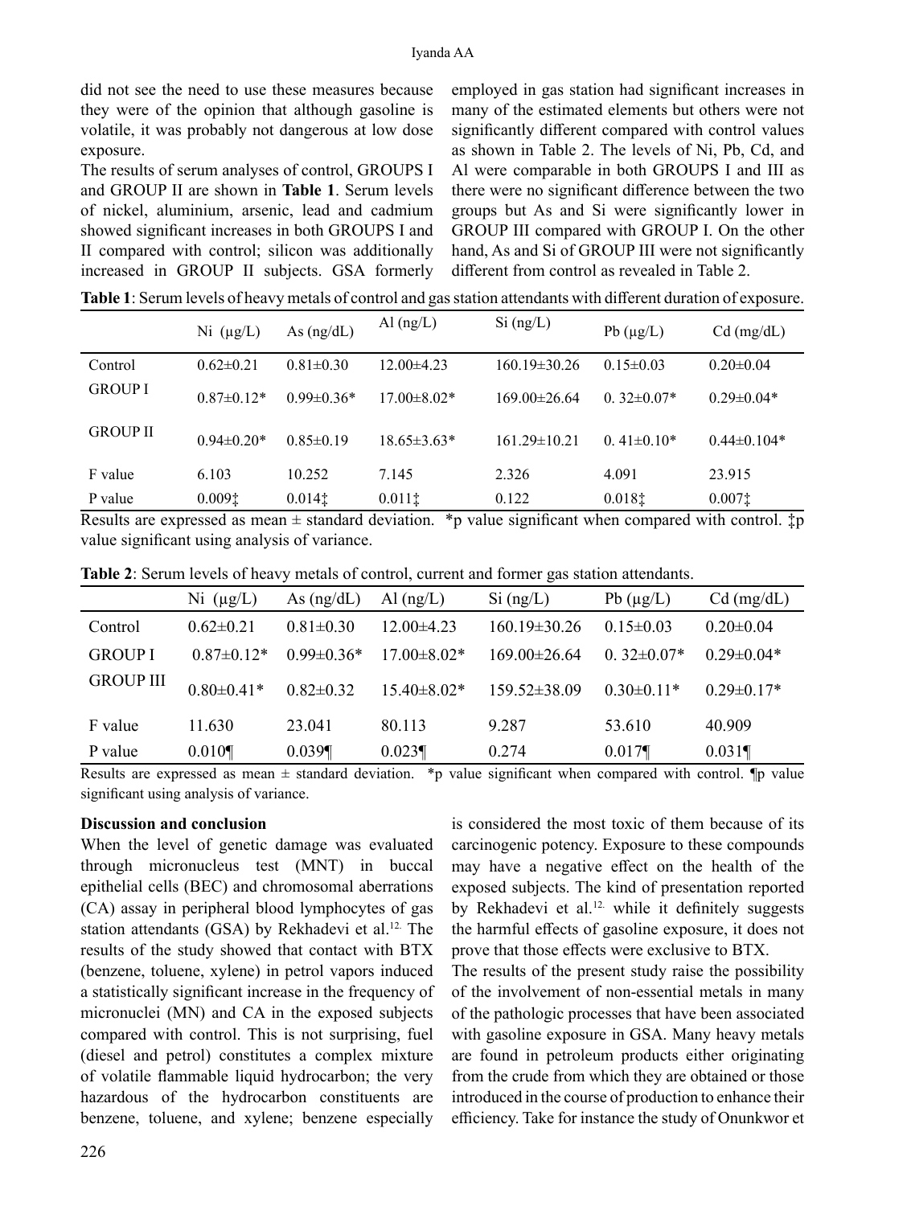did not see the need to use these measures because they were of the opinion that although gasoline is volatile, it was probably not dangerous at low dose exposure.

The results of serum analyses of control, GROUPS I and GROUP II are shown in **Table 1**. Serum levels of nickel, aluminium, arsenic, lead and cadmium showed significant increases in both GROUPS I and II compared with control; silicon was additionally increased in GROUP II subjects. GSA formerly employed in gas station had significant increases in many of the estimated elements but others were not significantly different compared with control values as shown in Table 2. The levels of Ni, Pb, Cd, and Al were comparable in both GROUPS I and III as there were no significant difference between the two groups but As and Si were significantly lower in GROUP III compared with GROUP I. On the other hand, As and Si of GROUP III were not significantly different from control as revealed in Table 2.

**Table 1**: Serum levels of heavy metals of control and gas station attendants with different duration of exposure.

| | Ni (μg/L) | As (ng/dL) | Al (ng/L) | Si (ng/L) | Pb (μg/L) | Cd (mg/dL) |
|---|---|---|---|---|---|---|
| Control | 0.62±0.21 | 0.81±0.30 | 12.00±4.23 | 160.19±30.26 | 0.15±0.03 | 0.20±0.04 |
| GROUP I | 0.87±0.12* | 0.99±0.36* | 17.00±8.02* | 169.00±26.64 | 0. 32±0.07* | 0.29±0.04* |
| GROUP II | 0.94±0.20* | 0.85±0.19 | 18.65±3.63* | 161.29±10.21 | 0. 41±0.10* | 0.44±0.104* |
| F value | 6.103 | 10.252 | 7.145 | 2.326 | 4.091 | 23.915 |
| P value | 0.009‡ | 0.014‡ | 0.011‡ | 0.122 | 0.018‡ | 0.007‡ |

Results are expressed as mean ± standard deviation. *p value significant when compared with control. ‡p value significant using analysis of variance.

**Table 2**: Serum levels of heavy metals of control, current and former gas station attendants.

| | Ni (μg/L) | As (ng/dL) | Al (ng/L) | Si (ng/L) | Pb (μg/L) | Cd (mg/dL) |
|---|---|---|---|---|---|---|
| Control | 0.62±0.21 | 0.81±0.30 | 12.00±4.23 | 160.19±30.26 | 0.15±0.03 | 0.20±0.04 |
| GROUP I | 0.87±0.12* | 0.99±0.36* | 17.00±8.02* | 169.00±26.64 | 0. 32±0.07* | 0.29±0.04* |
| GROUP III | 0.80±0.41* | 0.82±0.32 | 15.40±8.02* | 159.52±38.09 | 0.30±0.11* | 0.29±0.17* |
| F value | 11.630 | 23.041 | 80.113 | 9.287 | 53.610 | 40.909 |
| P value | 0.010¶ | 0.039¶ | 0.023¶ | 0.274 | 0.017¶ | 0.031¶ |

Results are expressed as mean ± standard deviation. *p value significant when compared with control. ¶p value significant using analysis of variance.

**Discussion and conclusion**

When the level of genetic damage was evaluated through micronucleus test (MNT) in buccal epithelial cells (BEC) and chromosomal aberrations (CA) assay in peripheral blood lymphocytes of gas station attendants (GSA) by Rekhadevi et al.[12] The results of the study showed that contact with BTX (benzene, toluene, xylene) in petrol vapors induced a statistically significant increase in the frequency of micronuclei (MN) and CA in the exposed subjects compared with control. This is not surprising, fuel (diesel and petrol) constitutes a complex mixture of volatile flammable liquid hydrocarbon; the very hazardous of the hydrocarbon constituents are benzene, toluene, and xylene; benzene especially is considered the most toxic of them because of its carcinogenic potency. Exposure to these compounds may have a negative effect on the health of the exposed subjects. The kind of presentation reported by Rekhadevi et al.[12] while it definitely suggests the harmful effects of gasoline exposure, it does not prove that those effects were exclusive to BTX.

The results of the present study raise the possibility of the involvement of non-essential metals in many of the pathologic processes that have been associated with gasoline exposure in GSA. Many heavy metals are found in petroleum products either originating from the crude from which they are obtained or those introduced in the course of production to enhance their efficiency. Take for instance the study of Onunkwor et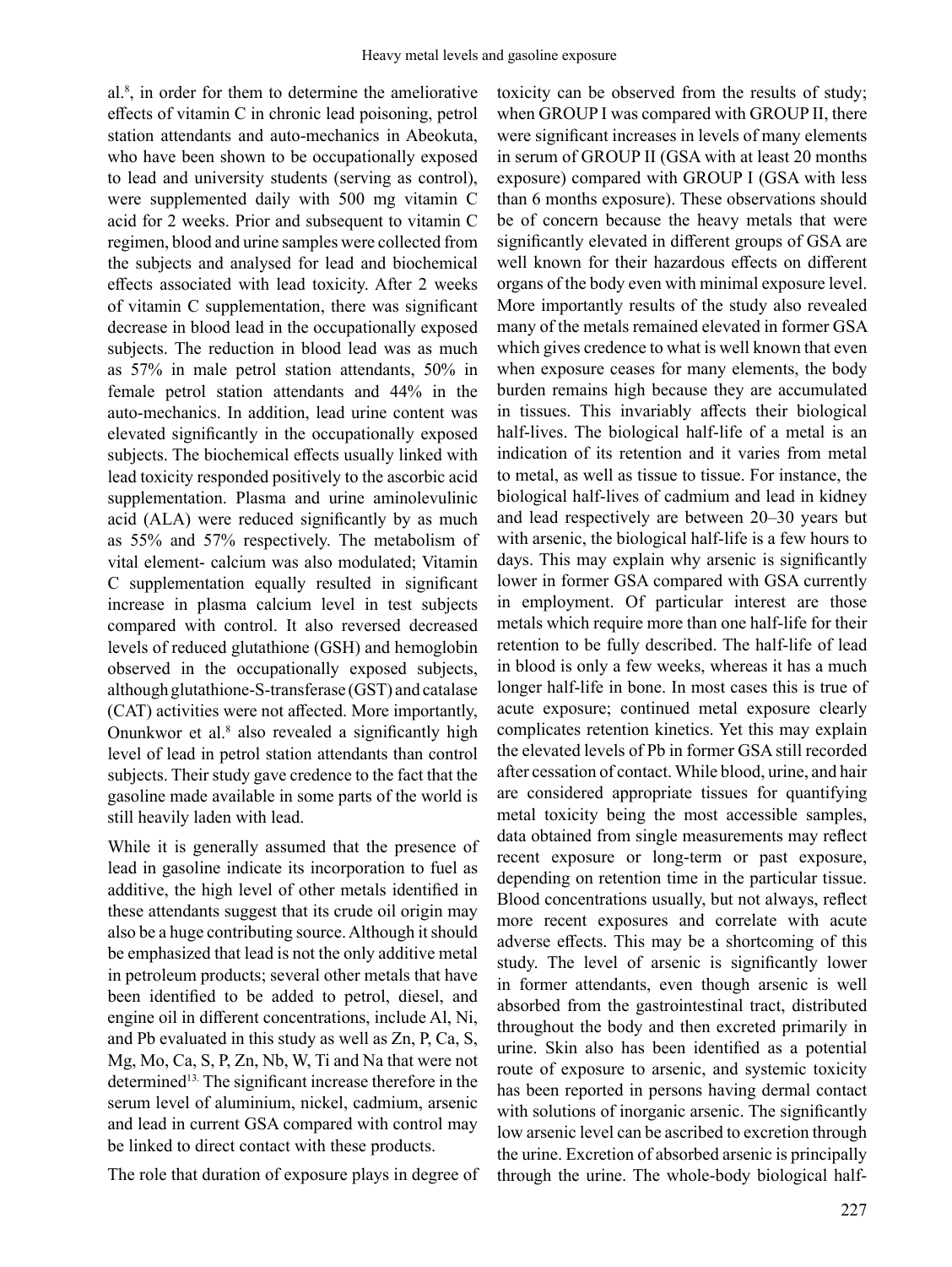al.[8], in order for them to determine the ameliorative effects of vitamin C in chronic lead poisoning, petrol station attendants and auto-mechanics in Abeokuta, who have been shown to be occupationally exposed to lead and university students (serving as control), were supplemented daily with 500 mg vitamin C acid for 2 weeks. Prior and subsequent to vitamin C regimen, blood and urine samples were collected from the subjects and analysed for lead and biochemical effects associated with lead toxicity. After 2 weeks of vitamin C supplementation, there was significant decrease in blood lead in the occupationally exposed subjects. The reduction in blood lead was as much as 57% in male petrol station attendants, 50% in female petrol station attendants and 44% in the auto-mechanics. In addition, lead urine content was elevated significantly in the occupationally exposed subjects. The biochemical effects usually linked with lead toxicity responded positively to the ascorbic acid supplementation. Plasma and urine aminolevulinic acid (ALA) were reduced significantly by as much as 55% and 57% respectively. The metabolism of vital element- calcium was also modulated; Vitamin C supplementation equally resulted in significant increase in plasma calcium level in test subjects compared with control. It also reversed decreased levels of reduced glutathione (GSH) and hemoglobin observed in the occupationally exposed subjects, although glutathione-S-transferase (GST) and catalase (CAT) activities were not affected. More importantly, Onunkwor et al.[8] also revealed a significantly high level of lead in petrol station attendants than control subjects. Their study gave credence to the fact that the gasoline made available in some parts of the world is still heavily laden with lead.

While it is generally assumed that the presence of lead in gasoline indicate its incorporation to fuel as additive, the high level of other metals identified in these attendants suggest that its crude oil origin may also be a huge contributing source. Although it should be emphasized that lead is not the only additive metal in petroleum products; several other metals that have been identified to be added to petrol, diesel, and engine oil in different concentrations, include Al, Ni, and Pb evaluated in this study as well as Zn, P, Ca, S, Mg, Mo, Ca, S, P, Zn, Nb, W, Ti and Na that were not determined[13]. The significant increase therefore in the serum level of aluminium, nickel, cadmium, arsenic and lead in current GSA compared with control may be linked to direct contact with these products.

The role that duration of exposure plays in degree of toxicity can be observed from the results of study; when GROUP I was compared with GROUP II, there were significant increases in levels of many elements in serum of GROUP II (GSA with at least 20 months exposure) compared with GROUP I (GSA with less than 6 months exposure). These observations should be of concern because the heavy metals that were significantly elevated in different groups of GSA are well known for their hazardous effects on different organs of the body even with minimal exposure level. More importantly results of the study also revealed many of the metals remained elevated in former GSA which gives credence to what is well known that even when exposure ceases for many elements, the body burden remains high because they are accumulated in tissues. This invariably affects their biological half-lives. The biological half-life of a metal is an indication of its retention and it varies from metal to metal, as well as tissue to tissue. For instance, the biological half-lives of cadmium and lead in kidney and lead respectively are between 20–30 years but with arsenic, the biological half-life is a few hours to days. This may explain why arsenic is significantly lower in former GSA compared with GSA currently in employment. Of particular interest are those metals which require more than one half-life for their retention to be fully described. The half-life of lead in blood is only a few weeks, whereas it has a much longer half-life in bone. In most cases this is true of acute exposure; continued metal exposure clearly complicates retention kinetics. Yet this may explain the elevated levels of Pb in former GSA still recorded after cessation of contact. While blood, urine, and hair are considered appropriate tissues for quantifying metal toxicity being the most accessible samples, data obtained from single measurements may reflect recent exposure or long-term or past exposure, depending on retention time in the particular tissue. Blood concentrations usually, but not always, reflect more recent exposures and correlate with acute adverse effects. This may be a shortcoming of this study. The level of arsenic is significantly lower in former attendants, even though arsenic is well absorbed from the gastrointestinal tract, distributed throughout the body and then excreted primarily in urine. Skin also has been identified as a potential route of exposure to arsenic, and systemic toxicity has been reported in persons having dermal contact with solutions of inorganic arsenic. The significantly low arsenic level can be ascribed to excretion through the urine. Excretion of absorbed arsenic is principally through the urine. The whole-body biological half-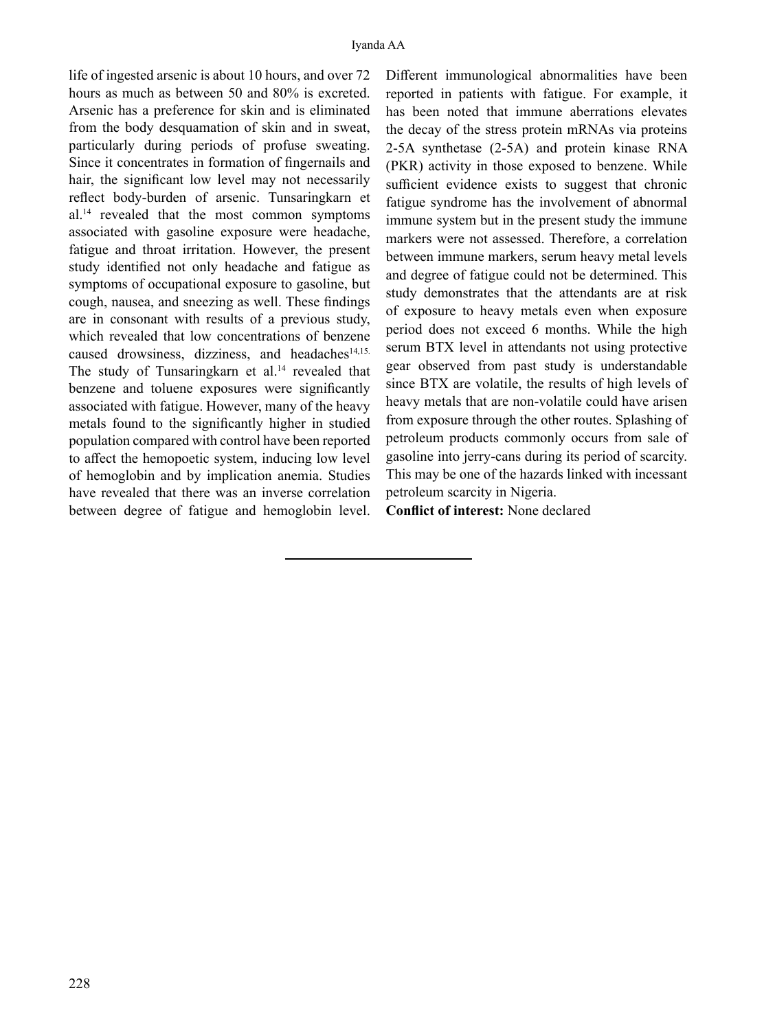life of ingested arsenic is about 10 hours, and over 72 hours as much as between 50 and 80% is excreted. Arsenic has a preference for skin and is eliminated from the body desquamation of skin and in sweat, particularly during periods of profuse sweating. Since it concentrates in formation of fingernails and hair, the significant low level may not necessarily reflect body-burden of arsenic. Tunsaringkarn et al.[14] revealed that the most common symptoms associated with gasoline exposure were headache, fatigue and throat irritation. However, the present study identified not only headache and fatigue as symptoms of occupational exposure to gasoline, but cough, nausea, and sneezing as well. These findings are in consonant with results of a previous study, which revealed that low concentrations of benzene caused drowsiness, dizziness, and headaches[14,15]. The study of Tunsaringkarn et al.[14] revealed that benzene and toluene exposures were significantly associated with fatigue. However, many of the heavy metals found to the significantly higher in studied population compared with control have been reported to affect the hemopoetic system, inducing low level of hemoglobin and by implication anemia. Studies have revealed that there was an inverse correlation between degree of fatigue and hemoglobin level. Different immunological abnormalities have been reported in patients with fatigue. For example, it has been noted that immune aberrations elevates the decay of the stress protein mRNAs via proteins 2-5A synthetase (2-5A) and protein kinase RNA (PKR) activity in those exposed to benzene. While sufficient evidence exists to suggest that chronic fatigue syndrome has the involvement of abnormal immune system but in the present study the immune markers were not assessed. Therefore, a correlation between immune markers, serum heavy metal levels and degree of fatigue could not be determined. This study demonstrates that the attendants are at risk of exposure to heavy metals even when exposure period does not exceed 6 months. While the high serum BTX level in attendants not using protective gear observed from past study is understandable since BTX are volatile, the results of high levels of heavy metals that are non-volatile could have arisen from exposure through the other routes. Splashing of petroleum products commonly occurs from sale of gasoline into jerry-cans during its period of scarcity. This may be one of the hazards linked with incessant petroleum scarcity in Nigeria.

**Conflict of interest:** None declared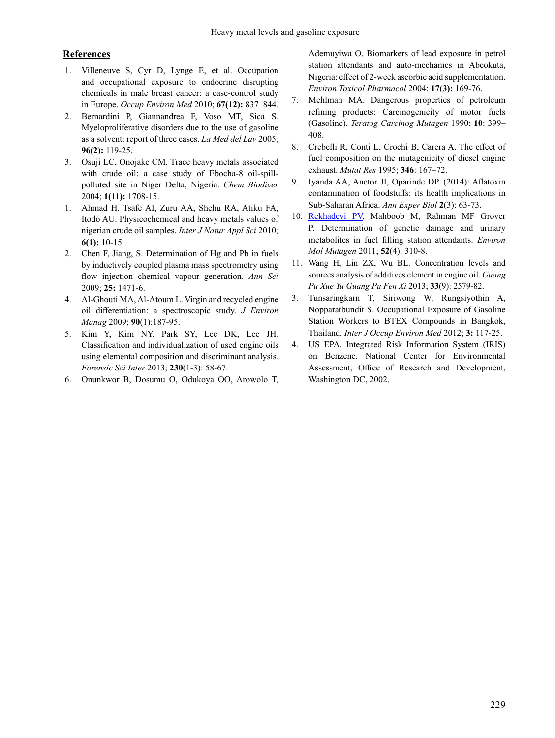## References

1. Villeneuve S, Cyr D, Lynge E, et al. Occupation and occupational exposure to endocrine disrupting chemicals in male breast cancer: a case-control study in Europe. *Occup Environ Med* 2010; **67(12):** 837–844.
2. Bernardini P, Giannandrea F, Voso MT, Sica S. Myeloproliferative disorders due to the use of gasoline as a solvent: report of three cases. *La Med del Lav* 2005; **96(2):** 119-25.
3. Osuji LC, Onojake CM. Trace heavy metals associated with crude oil: a case study of Ebocha-8 oil-spill-polluted site in Niger Delta, Nigeria. *Chem Biodiver* 2004; **1(11):** 1708-15.
1. Ahmad H, Tsafe AI, Zuru AA, Shehu RA, Atiku FA, Itodo AU. Physicochemical and heavy metals values of nigerian crude oil samples. *Inter J Natur Appl Sci* 2010; **6(1):** 10-15.
2. Chen F, Jiang, S. Determination of Hg and Pb in fuels by inductively coupled plasma mass spectrometry using flow injection chemical vapour generation. *Ann Sci* 2009; **25:** 1471-6.
4. Al-Ghouti MA, Al-Atoum L. Virgin and recycled engine oil differentiation: a spectroscopic study. *J Environ Manag* 2009; **90**(1):187-95.
5. Kim Y, Kim NY, Park SY, Lee DK, Lee JH. Classification and individualization of used engine oils using elemental composition and discriminant analysis. *Forensic Sci Inter* 2013; **230**(1-3): 58-67.
6. Onunkwor B, Dosumu O, Odukoya OO, Arowolo T, Ademuyiwa O. Biomarkers of lead exposure in petrol station attendants and auto-mechanics in Abeokuta, Nigeria: effect of 2-week ascorbic acid supplementation. *Environ Toxicol Pharmacol* 2004; **17(3):** 169-76.
7. Mehlman MA. Dangerous properties of petroleum refining products: Carcinogenicity of motor fuels (Gasoline). *Teratog Carcinog Mutagen* 1990; **10**: 399–408.
8. Crebelli R, Conti L, Crochi B, Carera A. The effect of fuel composition on the mutagenicity of diesel engine exhaust. *Mutat Res* 1995; **346**: 167–72.
9. Iyanda AA, Anetor JI, Oparinde DP. (2014): Aflatoxin contamination of foodstuffs: its health implications in Sub-Saharan Africa. *Ann Exper Biol* **2**(3): 63-73.
10. Rekhadevi PV, Mahboob M, Rahman MF Grover P. Determination of genetic damage and urinary metabolites in fuel filling station attendants. *Environ Mol Mutagen* 2011; **52**(4): 310-8.
11. Wang H, Lin ZX, Wu BL. Concentration levels and sources analysis of additives element in engine oil. *Guang Pu Xue Yu Guang Pu Fen Xi* 2013; **33**(9): 2579-82.
3. Tunsaringkarn T, Siriwong W, Rungsiyothin A, Nopparatbundit S. Occupational Exposure of Gasoline Station Workers to BTEX Compounds in Bangkok, Thailand. *Inter J Occup Environ Med* 2012; **3:** 117-25.
4. US EPA. Integrated Risk Information System (IRIS) on Benzene. National Center for Environmental Assessment, Office of Research and Development, Washington DC, 2002.